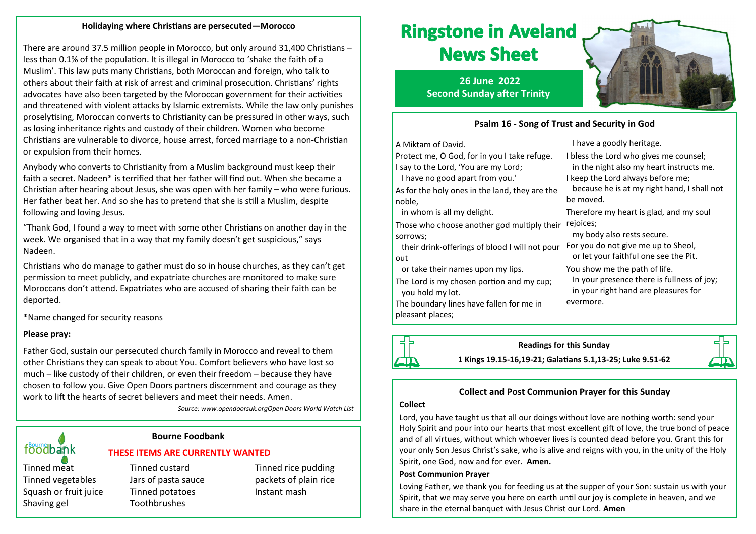### Holidaying where Christians are persecuted—Morocco

There are around 37.5 million people in Morocco, but only around 31,400 Christians – less than 0.1% of the population. It is illegal in Morocco to 'shake the faith of a Muslim'. This law puts many Christians, both Moroccan and foreign, who talk to others about their faith at risk of arrest and criminal prosecution. Christians' rights advocates have also been targeted by the Moroccan government for their activities and threatened with violent attacks by Islamic extremists. While the law only punishes proselytising, Moroccan converts to Christianity can be pressured in other ways, such as losing inheritance rights and custody of their children. Women who become Christians are vulnerable to divorce, house arrest, forced marriage to a non-Christian or expulsion from their homes.

Anybody who converts to Christianity from a Muslim background must keep their faith a secret. Nadeen* is terrified that her father will find out. When she became a Christian after hearing about Jesus, she was open with her family – who were furious. Her father beat her. And so she has to pretend that she is still a Muslim, despite following and loving Jesus.

"Thank God, I found a way to meet with some other Christians on another day in the week. We organised that in a way that my family doesn't get suspicious," says Nadeen.

Christians who do manage to gather must do so in house churches, as they can't get permission to meet publicly, and expatriate churches are monitored to make sure Moroccans don't attend. Expatriates who are accused of sharing their faith can be deported.

*Name changed for security reasons

**Please pray:**

Father God, sustain our persecuted church family in Morocco and reveal to them other Christians they can speak to about You. Comfort believers who have lost so much – like custody of their children, or even their freedom – because they have chosen to follow you. Give Open Doors partners discernment and courage as they work to lift the hearts of secret believers and meet their needs. Amen.

*Source: www.opendoorsuk.orgOpen Doors World Watch List*

### Bourne Foodbank

**THESE ITEMS ARE CURRENTLY WANTED**

Tinned meat
Tinned vegetables
Squash or fruit juice
Shaving gel
Tinned custard
Jars of pasta sauce
Tinned potatoes
Toothbrushes
Tinned rice pudding
packets of plain rice
Instant mash

# Ringstone in Aveland News Sheet

**26 June 2022**
**Second Sunday after Trinity**

### Psalm 16 - Song of Trust and Security in God

A Miktam of David.
Protect me, O God, for in you I take refuge.
I say to the Lord, 'You are my Lord;
 I have no good apart from you.'
As for the holy ones in the land, they are the noble,
 in whom is all my delight.
Those who choose another god multiply their sorrows;
 their drink-offerings of blood I will not pour out
 or take their names upon my lips.
The Lord is my chosen portion and my cup;
 you hold my lot.
The boundary lines have fallen for me in pleasant places;
 I have a goodly heritage.
I bless the Lord who gives me counsel;
 in the night also my heart instructs me.
I keep the Lord always before me;
 because he is at my right hand, I shall not be moved.
Therefore my heart is glad, and my soul rejoices;
 my body also rests secure.
For you do not give me up to Sheol,
 or let your faithful one see the Pit.
You show me the path of life.
 In your presence there is fullness of joy;
 in your right hand are pleasures for evermore.

**Readings for this Sunday**

**1 Kings 19.15-16,19-21; Galatians 5.1,13-25; Luke 9.51-62**

### Collect and Post Communion Prayer for this Sunday

**Collect**

Lord, you have taught us that all our doings without love are nothing worth: send your Holy Spirit and pour into our hearts that most excellent gift of love, the true bond of peace and of all virtues, without which whoever lives is counted dead before you. Grant this for your only Son Jesus Christ's sake, who is alive and reigns with you, in the unity of the Holy Spirit, one God, now and for ever. **Amen.**

**Post Communion Prayer**

Loving Father, we thank you for feeding us at the supper of your Son: sustain us with your Spirit, that we may serve you here on earth until our joy is complete in heaven, and we share in the eternal banquet with Jesus Christ our Lord. **Amen**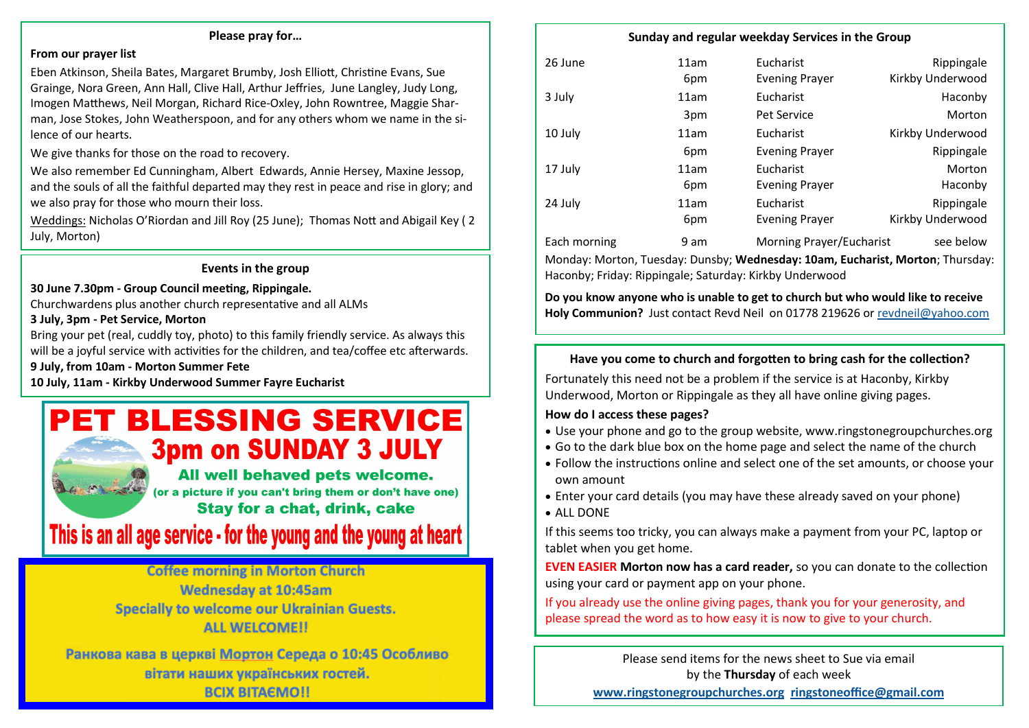## Please pray for…

**From our prayer list**

Eben Atkinson, Sheila Bates, Margaret Brumby, Josh Elliott, Christine Evans, Sue Grainge, Nora Green, Ann Hall, Clive Hall, Arthur Jeffries, June Langley, Judy Long, Imogen Matthews, Neil Morgan, Richard Rice-Oxley, John Rowntree, Maggie Sharman, Jose Stokes, John Weatherspoon, and for any others whom we name in the silence of our hearts.

We give thanks for those on the road to recovery.

We also remember Ed Cunningham, Albert Edwards, Annie Hersey, Maxine Jessop, and the souls of all the faithful departed may they rest in peace and rise in glory; and we also pray for those who mourn their loss.

Weddings: Nicholas O'Riordan and Jill Roy (25 June); Thomas Nott and Abigail Key ( 2 July, Morton)

## Events in the group

**30 June 7.30pm - Group Council meeting, Rippingale.**
Churchwardens plus another church representative and all ALMs

**3 July, 3pm - Pet Service, Morton**
Bring your pet (real, cuddly toy, photo) to this family friendly service. As always this will be a joyful service with activities for the children, and tea/coffee etc afterwards.

**9 July, from 10am - Morton Summer Fete**

**10 July, 11am - Kirkby Underwood Summer Fayre Eucharist**

# PET BLESSING SERVICE
## 3pm on SUNDAY 3 JULY

**All well behaved pets welcome.**
**(or a picture if you can't bring them or don't have one)**
**Stay for a chat, drink, cake**

**This is an all age service - for the young and the young at heart**

**Coffee morning in Morton Church**
**Wednesday at 10:45am**
**Specially to welcome our Ukrainian Guests.**
**ALL WELCOME!!**

**Ранкова кава в церкві Мортон Середа о 10:45 Особливо вітати наших українських гостей.**
**ВСІХ ВІТАЄМО!!**

## Sunday and regular weekday Services in the Group

| | | | |
|---|---|---|---|
| 26 June | 11am | Eucharist | Rippingale |
| | 6pm | Evening Prayer | Kirkby Underwood |
| 3 July | 11am | Eucharist | Haconby |
| | 3pm | Pet Service | Morton |
| 10 July | 11am | Eucharist | Kirkby Underwood |
| | 6pm | Evening Prayer | Rippingale |
| 17 July | 11am | Eucharist | Morton |
| | 6pm | Evening Prayer | Haconby |
| 24 July | 11am | Eucharist | Rippingale |
| | 6pm | Evening Prayer | Kirkby Underwood |
| Each morning | 9 am | Morning Prayer/Eucharist | see below |

Monday: Morton, Tuesday: Dunsby; **Wednesday: 10am, Eucharist, Morton**; Thursday: Haconby; Friday: Rippingale; Saturday: Kirkby Underwood

**Do you know anyone who is unable to get to church but who would like to receive Holy Communion?** Just contact Revd Neil on 01778 219626 or revdneil@yahoo.com

## Have you come to church and forgotten to bring cash for the collection?

Fortunately this need not be a problem if the service is at Haconby, Kirkby Underwood, Morton or Rippingale as they all have online giving pages.

**How do I access these pages?**

- Use your phone and go to the group website, www.ringstonegroupchurches.org
- Go to the dark blue box on the home page and select the name of the church
- Follow the instructions online and select one of the set amounts, or choose your own amount
- Enter your card details (you may have these already saved on your phone)
- ALL DONE

If this seems too tricky, you can always make a payment from your PC, laptop or tablet when you get home.

**EVEN EASIER Morton now has a card reader,** so you can donate to the collection using your card or payment app on your phone.

If you already use the online giving pages, thank you for your generosity, and please spread the word as to how easy it is now to give to your church.

Please send items for the news sheet to Sue via email by the **Thursday** of each week
**www.ringstonegroupchurches.org** **ringstoneoffice@gmail.com**